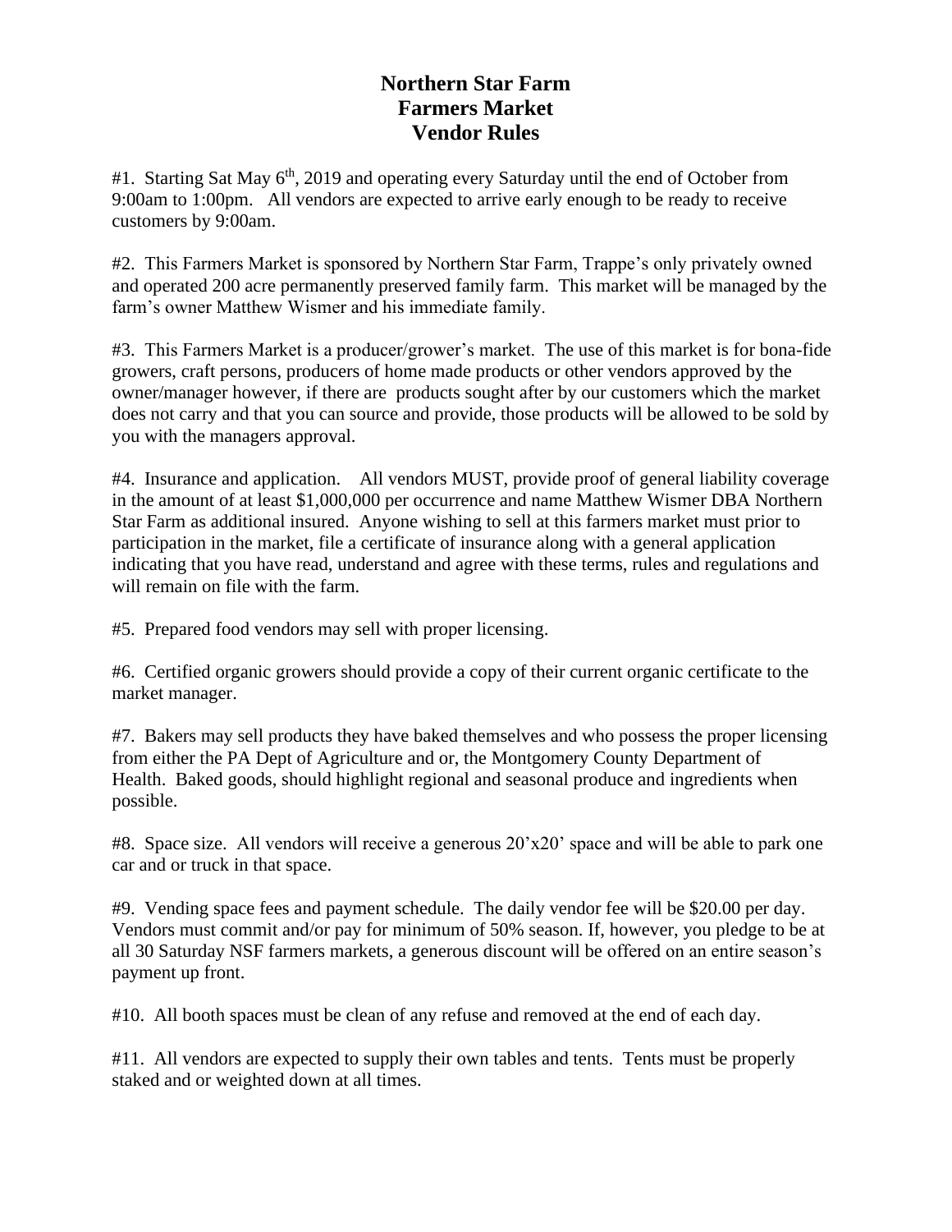# Northern Star Farm
# Farmers Market
# Vendor Rules

#1. Starting Sat May 6th, 2019 and operating every Saturday until the end of October from 9:00am to 1:00pm. All vendors are expected to arrive early enough to be ready to receive customers by 9:00am.

#2. This Farmers Market is sponsored by Northern Star Farm, Trappe's only privately owned and operated 200 acre permanently preserved family farm. This market will be managed by the farm's owner Matthew Wismer and his immediate family.

#3. This Farmers Market is a producer/grower's market. The use of this market is for bona-fide growers, craft persons, producers of home made products or other vendors approved by the owner/manager however, if there are products sought after by our customers which the market does not carry and that you can source and provide, those products will be allowed to be sold by you with the managers approval.

#4. Insurance and application. All vendors MUST, provide proof of general liability coverage in the amount of at least $1,000,000 per occurrence and name Matthew Wismer DBA Northern Star Farm as additional insured. Anyone wishing to sell at this farmers market must prior to participation in the market, file a certificate of insurance along with a general application indicating that you have read, understand and agree with these terms, rules and regulations and will remain on file with the farm.

#5. Prepared food vendors may sell with proper licensing.

#6. Certified organic growers should provide a copy of their current organic certificate to the market manager.

#7. Bakers may sell products they have baked themselves and who possess the proper licensing from either the PA Dept of Agriculture and or, the Montgomery County Department of Health. Baked goods, should highlight regional and seasonal produce and ingredients when possible.

#8. Space size. All vendors will receive a generous 20'x20' space and will be able to park one car and or truck in that space.

#9. Vending space fees and payment schedule. The daily vendor fee will be $20.00 per day. Vendors must commit and/or pay for minimum of 50% season. If, however, you pledge to be at all 30 Saturday NSF farmers markets, a generous discount will be offered on an entire season's payment up front.

#10. All booth spaces must be clean of any refuse and removed at the end of each day.

#11. All vendors are expected to supply their own tables and tents. Tents must be properly staked and or weighted down at all times.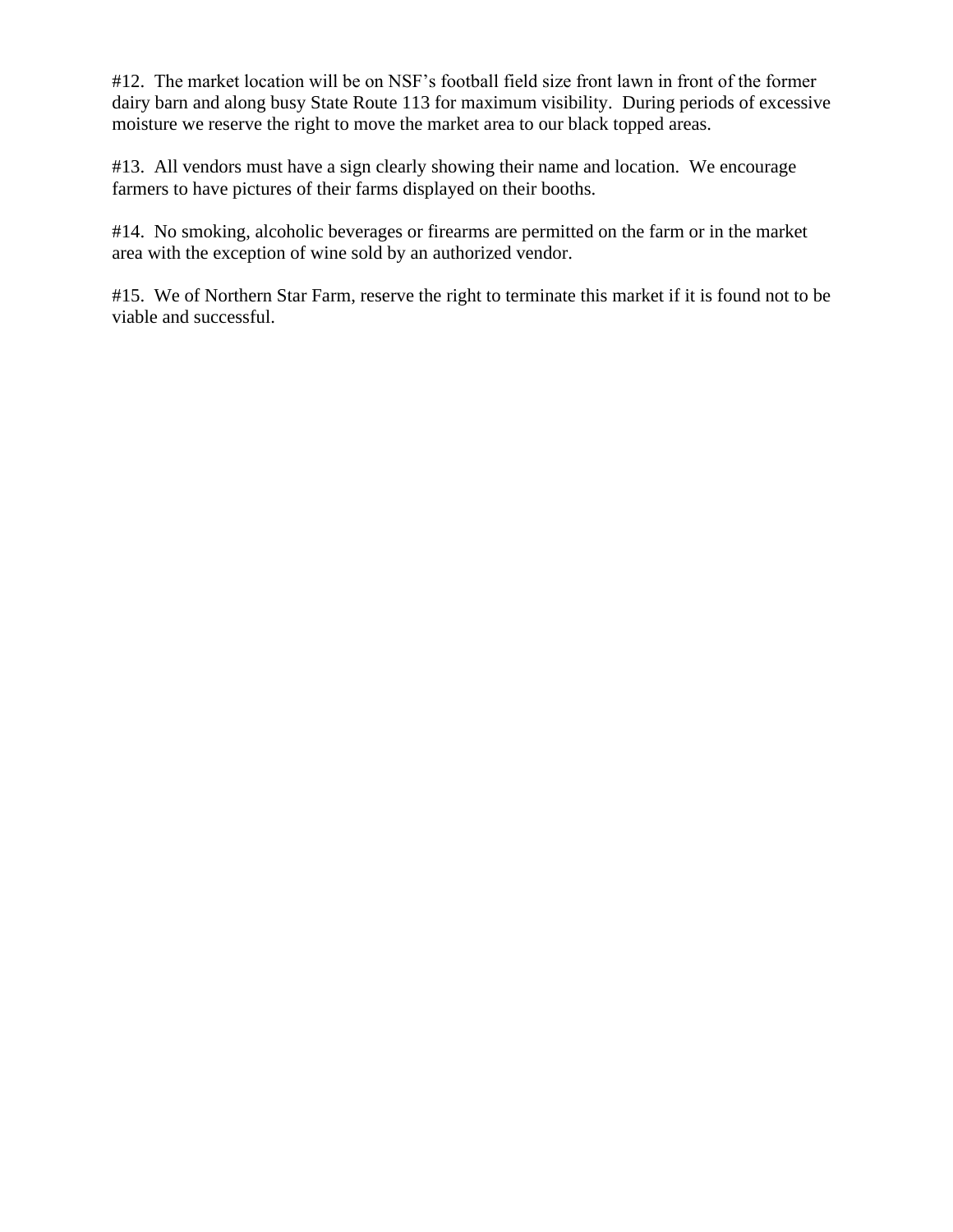#12. The market location will be on NSF's football field size front lawn in front of the former dairy barn and along busy State Route 113 for maximum visibility. During periods of excessive moisture we reserve the right to move the market area to our black topped areas.

#13. All vendors must have a sign clearly showing their name and location. We encourage farmers to have pictures of their farms displayed on their booths.

#14. No smoking, alcoholic beverages or firearms are permitted on the farm or in the market area with the exception of wine sold by an authorized vendor.

#15. We of Northern Star Farm, reserve the right to terminate this market if it is found not to be viable and successful.